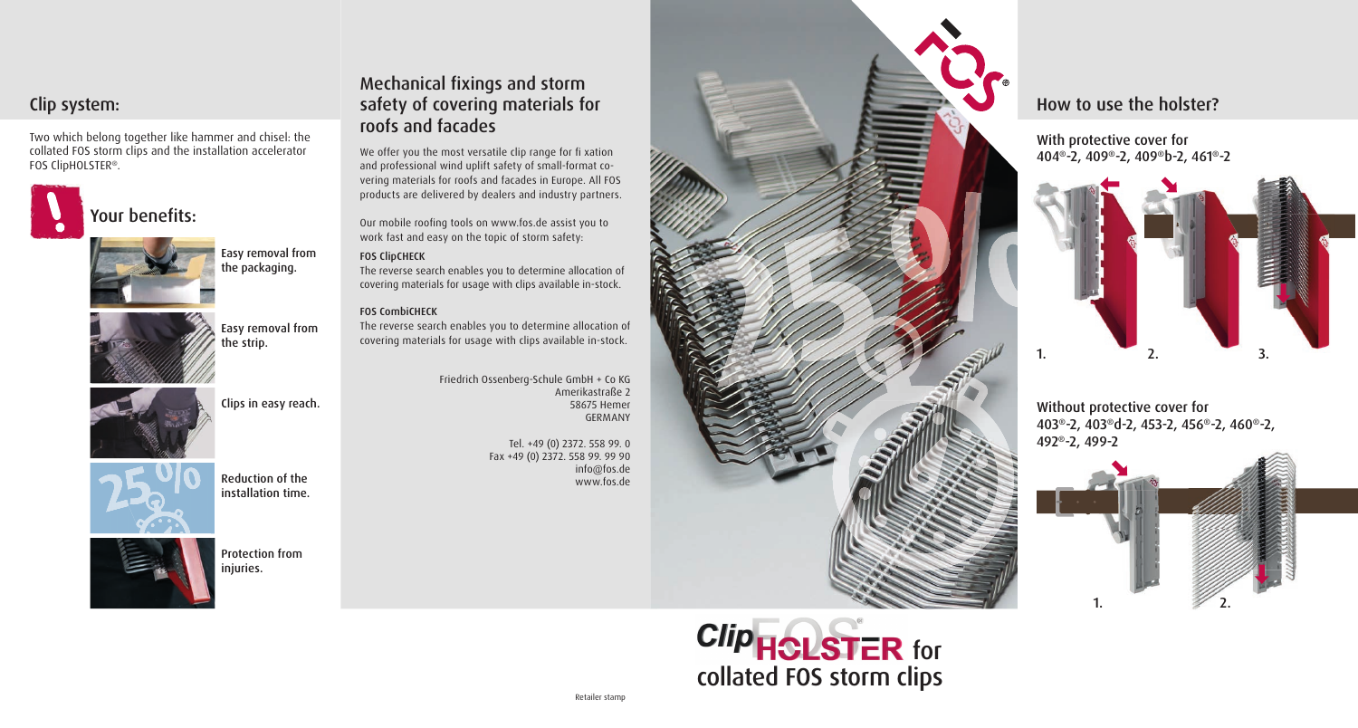## Clip system:

Two which belong together like hammer and chisel: the collated FOS storm clips and the installation accelerator FOS ClipHOLSTER®.

## Your benefits:

Easy removal from the packaging.

Easy removal from the strip.

Clips in easy reach.

Reduction of the installation time.

Protection from injuries.

## Mechanical fixings and storm safety of covering materials for roofs and facades

We offer you the most versatile clip range for fi xation and professional wind uplift safety of small-format covering materials for roofs and facades in Europe. All FOS products are delivered by dealers and industry partners.

Our mobile roofing tools on www.fos.de assist you to work fast and easy on the topic of storm safety:

**FOS ClipCHECK**
The reverse search enables you to determine allocation of covering materials for usage with clips available in-stock.

**FOS CombiCHECK**
The reverse search enables you to determine allocation of covering materials for usage with clips available in-stock.

Friedrich Ossenberg-Schule GmbH + Co KG
Amerikastraße 2
58675 Hemer
GERMANY

Tel. +49 (0) 2372. 558 99. 0
Fax +49 (0) 2372. 558 99. 99 90
info@fos.de
www.fos.de

# ClipHOLSTER for collated FOS storm clips

Retailer stamp

## How to use the holster?

With protective cover for
404®-2, 409®-2, 409®b-2, 461®-2

1. 2. 3.

Without protective cover for
403®-2, 403®d-2, 453-2, 456®-2, 460®-2, 492®-2, 499-2

1. 2.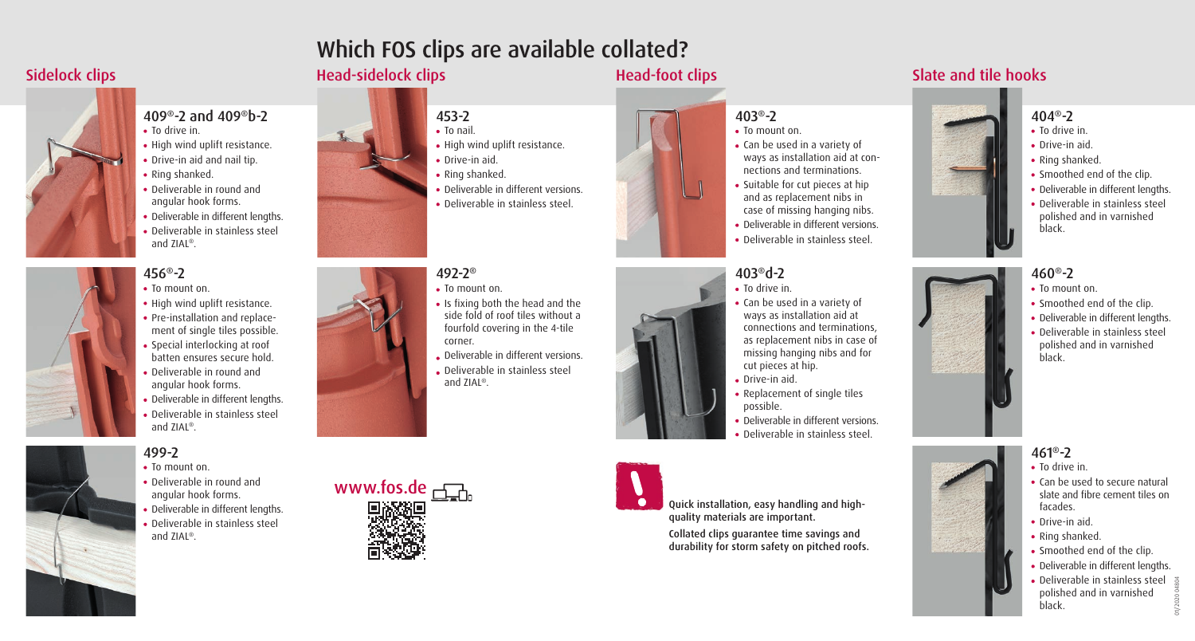# Which FOS clips are available collated?

## Sidelock clips

### 409®-2 and 409®b-2

- To drive in.
- High wind uplift resistance.
- Drive-in aid and nail tip.
- Ring shanked.
- Deliverable in round and angular hook forms.
- Deliverable in different lengths.
- Deliverable in stainless steel and ZIAL®.

### 456®-2

- To mount on.
- High wind uplift resistance.
- Pre-installation and replacement of single tiles possible.
- Special interlocking at roof batten ensures secure hold.
- Deliverable in round and angular hook forms.
- Deliverable in different lengths.
- Deliverable in stainless steel and ZIAL®.

### 499-2

- To mount on.
- Deliverable in round and angular hook forms.
- Deliverable in different lengths.
- Deliverable in stainless steel and ZIAL®.

## Head-sidelock clips

### 453-2

- To nail.
- High wind uplift resistance.
- Drive-in aid.
- Ring shanked.
- Deliverable in different versions.
- Deliverable in stainless steel.

### 492-2®

- To mount on.
- Is fixing both the head and the side fold of roof tiles without a fourfold covering in the 4-tile corner.
- Deliverable in different versions.
- Deliverable in stainless steel and ZIAL®.

www.fos.de

## Head-foot clips

### 403®-2

- To mount on.
- Can be used in a variety of ways as installation aid at connections and terminations.
- Suitable for cut pieces at hip and as replacement nibs in case of missing hanging nibs.
- Deliverable in different versions.
- Deliverable in stainless steel.

### 403®d-2

- To drive in.
- Can be used in a variety of ways as installation aid at connections and terminations, as replacement nibs in case of missing hanging nibs and for cut pieces at hip.
- Drive-in aid.
- Replacement of single tiles possible.
- Deliverable in different versions.
- Deliverable in stainless steel.

Quick installation, easy handling and high-quality materials are important.

Collated clips guarantee time savings and durability for storm safety on pitched roofs.

## Slate and tile hooks

### 404®-2

- To drive in.
- Drive-in aid.
- Ring shanked.
- Smoothed end of the clip.
- Deliverable in different lengths.
- Deliverable in stainless steel polished and in varnished black.

### 460®-2

- To mount on.
- Smoothed end of the clip.
- Deliverable in different lengths.
- Deliverable in stainless steel polished and in varnished black.

### 461®-2

- To drive in.
- Can be used to secure natural slate and fibre cement tiles on facades.
- Drive-in aid.
- Ring shanked.
- Smoothed end of the clip.
- Deliverable in different lengths.
- Deliverable in stainless steel polished and in varnished black.

01/2020 04804